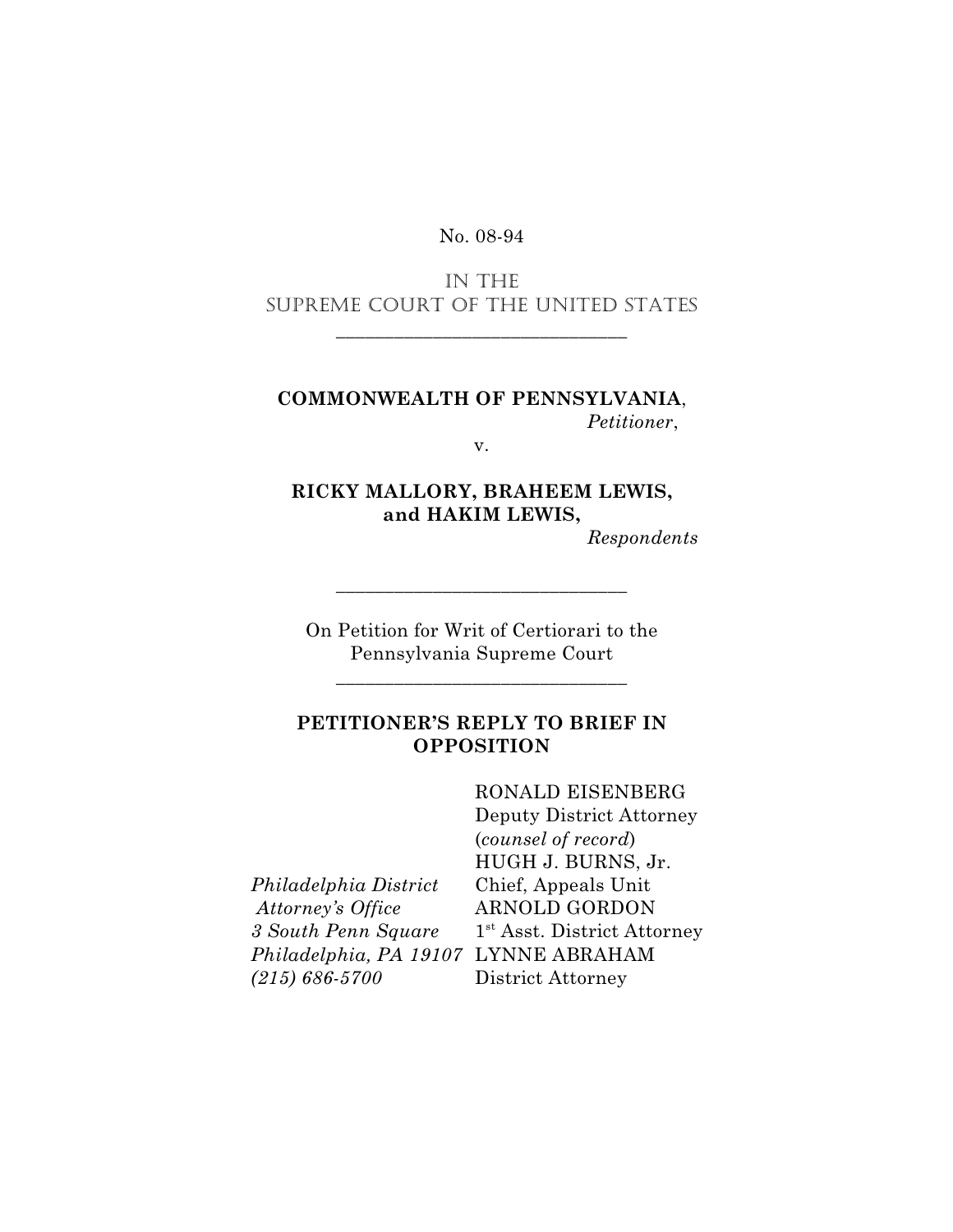No. 08-94

IN THE
SUPREME COURT OF THE UNITED STATES

---

**COMMONWEALTH OF PENNSYLVANIA**,
*Petitioner*,

v.

**RICKY MALLORY, BRAHEEM LEWIS, and HAKIM LEWIS,**
*Respondents*

---

On Petition for Writ of Certiorari to the Pennsylvania Supreme Court

---

**PETITIONER'S REPLY TO BRIEF IN OPPOSITION**

RONALD EISENBERG
Deputy District Attorney
(*counsel of record*)
HUGH J. BURNS, Jr.
Chief, Appeals Unit
ARNOLD GORDON
1st Asst. District Attorney
LYNNE ABRAHAM
District Attorney

*Philadelphia District Attorney's Office*
*3 South Penn Square*
*Philadelphia, PA 19107*
*(215) 686-5700*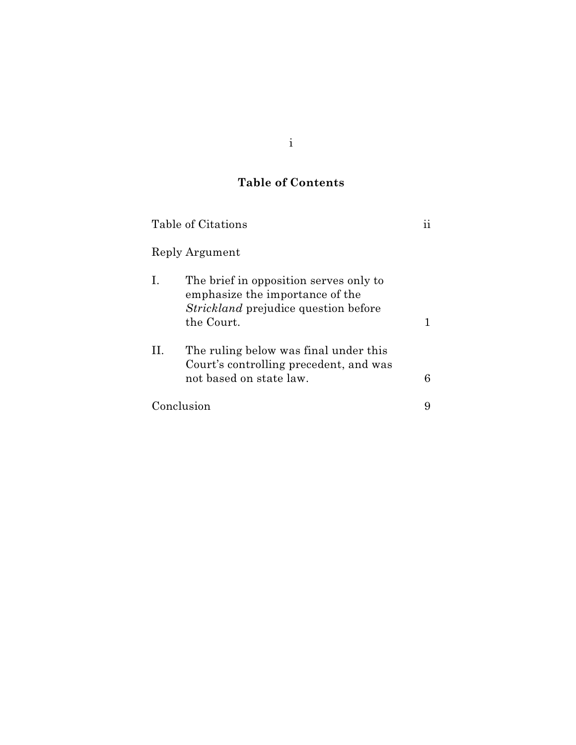## Table of Contents

| | | |
|---|---|---|
| Table of Citations | | ii |
| Reply Argument | | |
| I. | The brief in opposition serves only to emphasize the importance of the *Strickland* prejudice question before the Court. | 1 |
| II. | The ruling below was final under this Court's controlling precedent, and was not based on state law. | 6 |
| Conclusion | | 9 |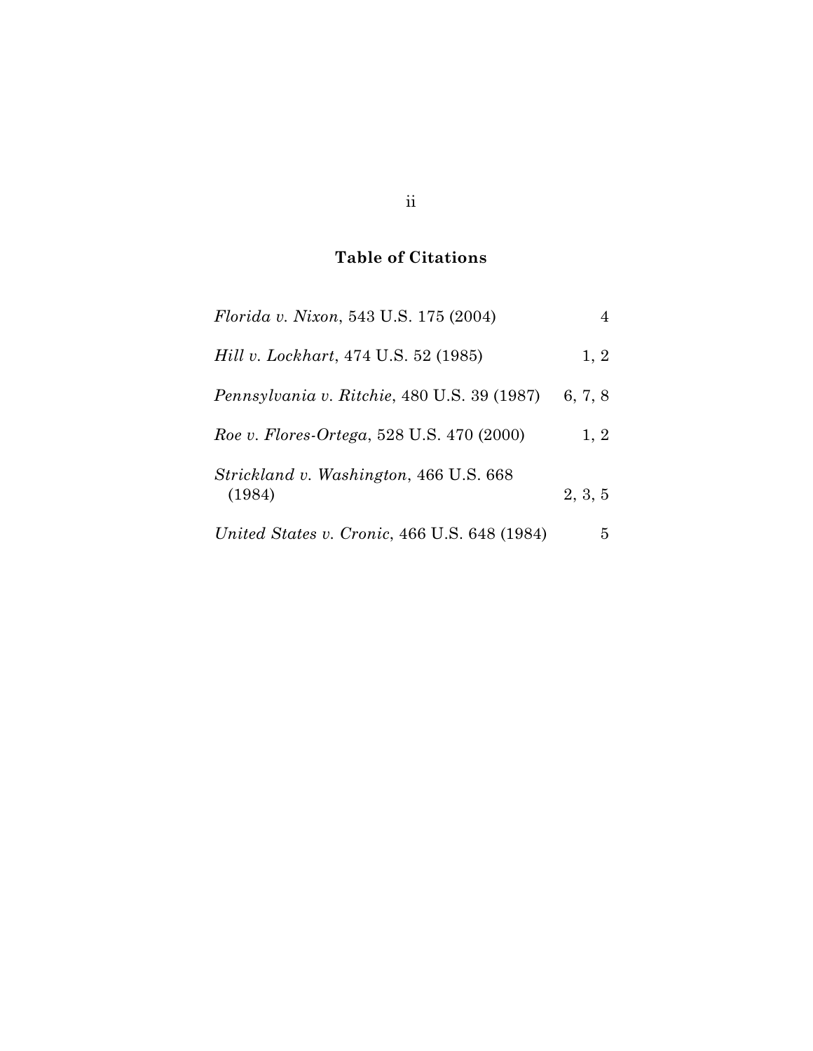## Table of Citations

| | |
|---|---|
| *Florida v. Nixon*, 543 U.S. 175 (2004) | 4 |
| *Hill v. Lockhart*, 474 U.S. 52 (1985) | 1, 2 |
| *Pennsylvania v. Ritchie*, 480 U.S. 39 (1987) | 6, 7, 8 |
| *Roe v. Flores-Ortega*, 528 U.S. 470 (2000) | 1, 2 |
| *Strickland v. Washington*, 466 U.S. 668 (1984) | 2, 3, 5 |
| *United States v. Cronic*, 466 U.S. 648 (1984) | 5 |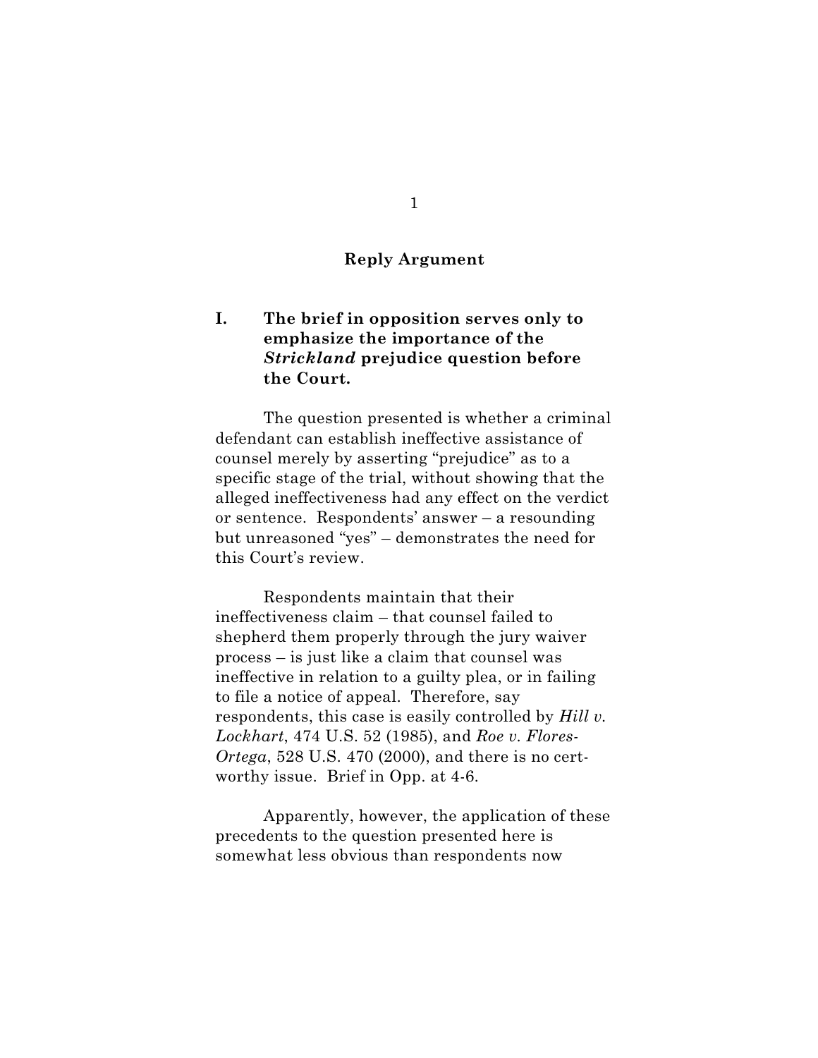## Reply Argument

### I. The brief in opposition serves only to emphasize the importance of the *Strickland* prejudice question before the Court.

The question presented is whether a criminal defendant can establish ineffective assistance of counsel merely by asserting "prejudice" as to a specific stage of the trial, without showing that the alleged ineffectiveness had any effect on the verdict or sentence. Respondents' answer – a resounding but unreasoned "yes" – demonstrates the need for this Court's review.

Respondents maintain that their ineffectiveness claim – that counsel failed to shepherd them properly through the jury waiver process – is just like a claim that counsel was ineffective in relation to a guilty plea, or in failing to file a notice of appeal. Therefore, say respondents, this case is easily controlled by *Hill v. Lockhart*, 474 U.S. 52 (1985), and *Roe v. Flores-Ortega*, 528 U.S. 470 (2000), and there is no cert-worthy issue. Brief in Opp. at 4-6.

Apparently, however, the application of these precedents to the question presented here is somewhat less obvious than respondents now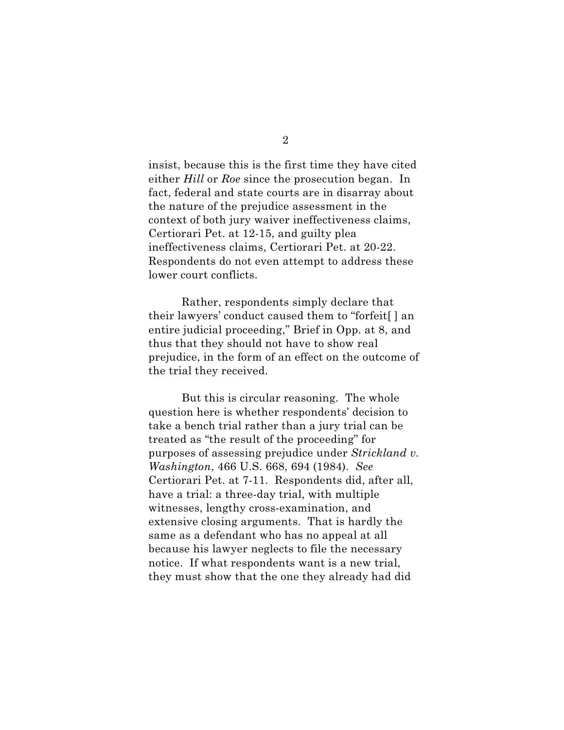insist, because this is the first time they have cited either *Hill* or *Roe* since the prosecution began. In fact, federal and state courts are in disarray about the nature of the prejudice assessment in the context of both jury waiver ineffectiveness claims, Certiorari Pet. at 12-15, and guilty plea ineffectiveness claims, Certiorari Pet. at 20-22. Respondents do not even attempt to address these lower court conflicts.

Rather, respondents simply declare that their lawyers' conduct caused them to "forfeit[ ] an entire judicial proceeding," Brief in Opp. at 8, and thus that they should not have to show real prejudice, in the form of an effect on the outcome of the trial they received.

But this is circular reasoning. The whole question here is whether respondents' decision to take a bench trial rather than a jury trial can be treated as "the result of the proceeding" for purposes of assessing prejudice under *Strickland v. Washington*, 466 U.S. 668, 694 (1984). *See* Certiorari Pet. at 7-11. Respondents did, after all, have a trial: a three-day trial, with multiple witnesses, lengthy cross-examination, and extensive closing arguments. That is hardly the same as a defendant who has no appeal at all because his lawyer neglects to file the necessary notice. If what respondents want is a new trial, they must show that the one they already had did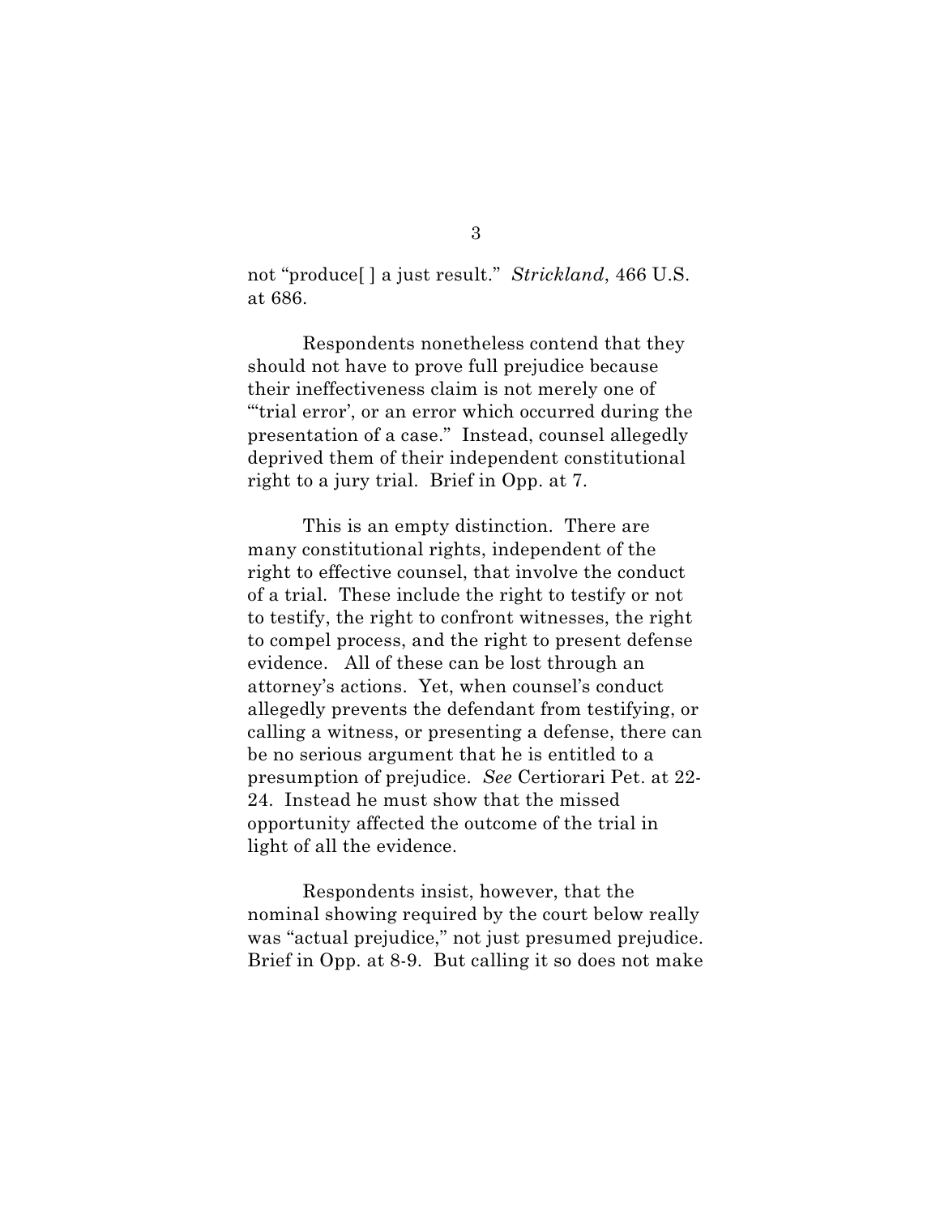not "produce[ ] a just result." *Strickland*, 466 U.S. at 686.

Respondents nonetheless contend that they should not have to prove full prejudice because their ineffectiveness claim is not merely one of "'trial error', or an error which occurred during the presentation of a case." Instead, counsel allegedly deprived them of their independent constitutional right to a jury trial. Brief in Opp. at 7.

This is an empty distinction. There are many constitutional rights, independent of the right to effective counsel, that involve the conduct of a trial. These include the right to testify or not to testify, the right to confront witnesses, the right to compel process, and the right to present defense evidence. All of these can be lost through an attorney's actions. Yet, when counsel's conduct allegedly prevents the defendant from testifying, or calling a witness, or presenting a defense, there can be no serious argument that he is entitled to a presumption of prejudice. *See* Certiorari Pet. at 22-24. Instead he must show that the missed opportunity affected the outcome of the trial in light of all the evidence.

Respondents insist, however, that the nominal showing required by the court below really was "actual prejudice," not just presumed prejudice. Brief in Opp. at 8-9. But calling it so does not make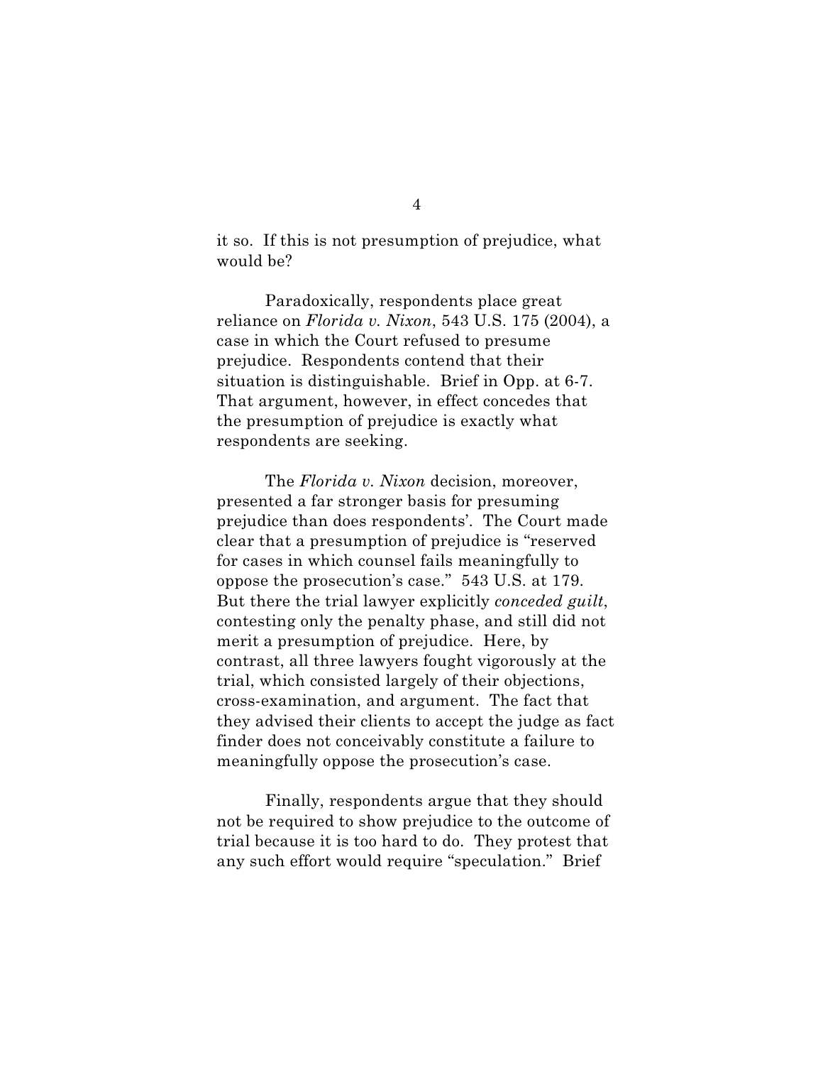it so. If this is not presumption of prejudice, what would be?

Paradoxically, respondents place great reliance on *Florida v. Nixon*, 543 U.S. 175 (2004), a case in which the Court refused to presume prejudice. Respondents contend that their situation is distinguishable. Brief in Opp. at 6-7. That argument, however, in effect concedes that the presumption of prejudice is exactly what respondents are seeking.

The *Florida v. Nixon* decision, moreover, presented a far stronger basis for presuming prejudice than does respondents'. The Court made clear that a presumption of prejudice is "reserved for cases in which counsel fails meaningfully to oppose the prosecution's case." 543 U.S. at 179. But there the trial lawyer explicitly *conceded guilt*, contesting only the penalty phase, and still did not merit a presumption of prejudice. Here, by contrast, all three lawyers fought vigorously at the trial, which consisted largely of their objections, cross-examination, and argument. The fact that they advised their clients to accept the judge as fact finder does not conceivably constitute a failure to meaningfully oppose the prosecution's case.

Finally, respondents argue that they should not be required to show prejudice to the outcome of trial because it is too hard to do. They protest that any such effort would require "speculation." Brief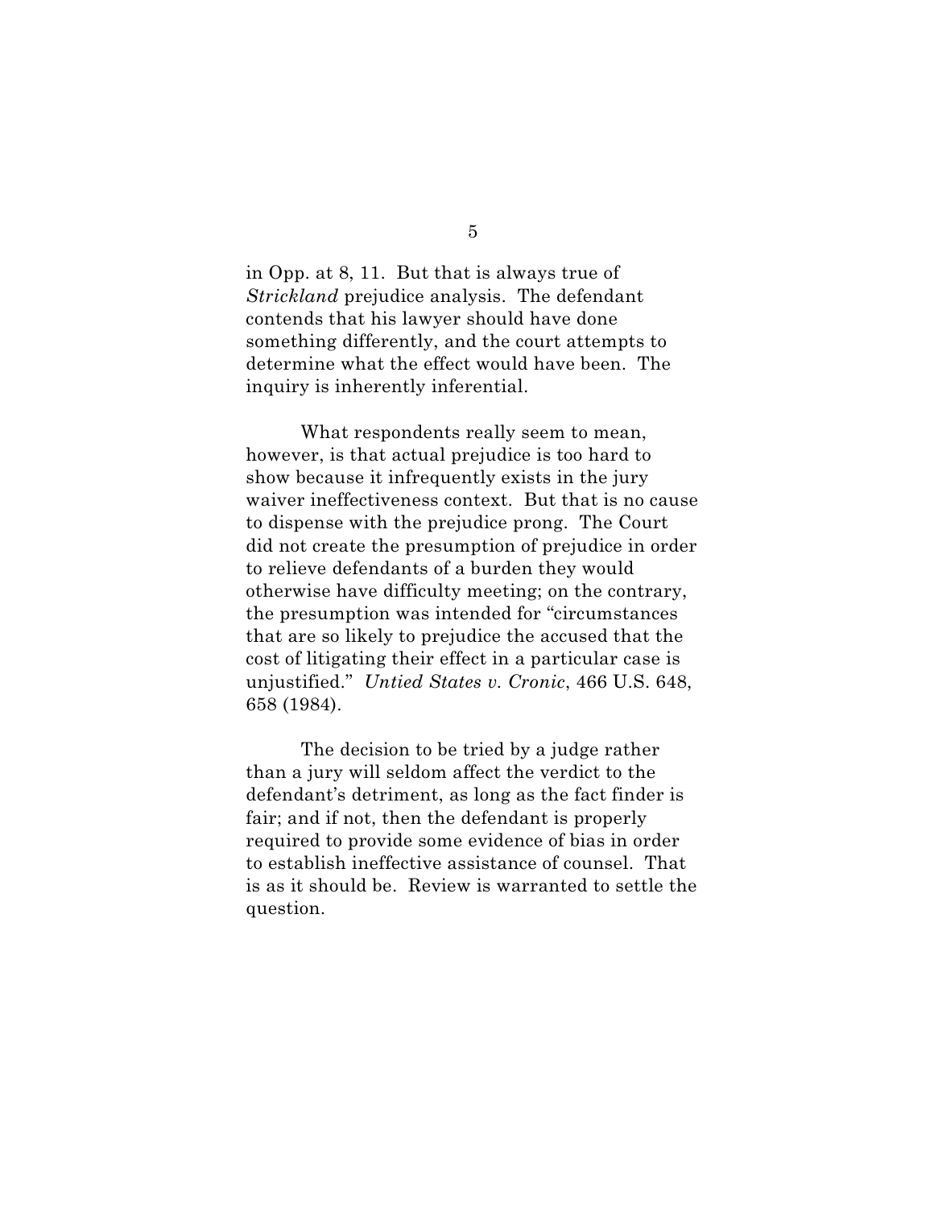in Opp. at 8, 11. But that is always true of *Strickland* prejudice analysis. The defendant contends that his lawyer should have done something differently, and the court attempts to determine what the effect would have been. The inquiry is inherently inferential.

What respondents really seem to mean, however, is that actual prejudice is too hard to show because it infrequently exists in the jury waiver ineffectiveness context. But that is no cause to dispense with the prejudice prong. The Court did not create the presumption of prejudice in order to relieve defendants of a burden they would otherwise have difficulty meeting; on the contrary, the presumption was intended for "circumstances that are so likely to prejudice the accused that the cost of litigating their effect in a particular case is unjustified." *Untied States v. Cronic*, 466 U.S. 648, 658 (1984).

The decision to be tried by a judge rather than a jury will seldom affect the verdict to the defendant's detriment, as long as the fact finder is fair; and if not, then the defendant is properly required to provide some evidence of bias in order to establish ineffective assistance of counsel. That is as it should be. Review is warranted to settle the question.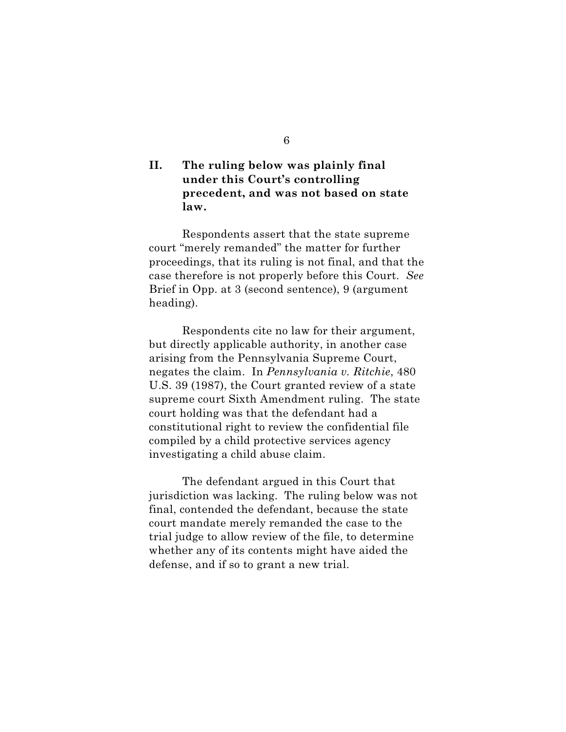## II. The ruling below was plainly final under this Court's controlling precedent, and was not based on state law.

Respondents assert that the state supreme court "merely remanded" the matter for further proceedings, that its ruling is not final, and that the case therefore is not properly before this Court. *See* Brief in Opp. at 3 (second sentence), 9 (argument heading).

Respondents cite no law for their argument, but directly applicable authority, in another case arising from the Pennsylvania Supreme Court, negates the claim. In *Pennsylvania v. Ritchie*, 480 U.S. 39 (1987), the Court granted review of a state supreme court Sixth Amendment ruling. The state court holding was that the defendant had a constitutional right to review the confidential file compiled by a child protective services agency investigating a child abuse claim.

The defendant argued in this Court that jurisdiction was lacking. The ruling below was not final, contended the defendant, because the state court mandate merely remanded the case to the trial judge to allow review of the file, to determine whether any of its contents might have aided the defense, and if so to grant a new trial.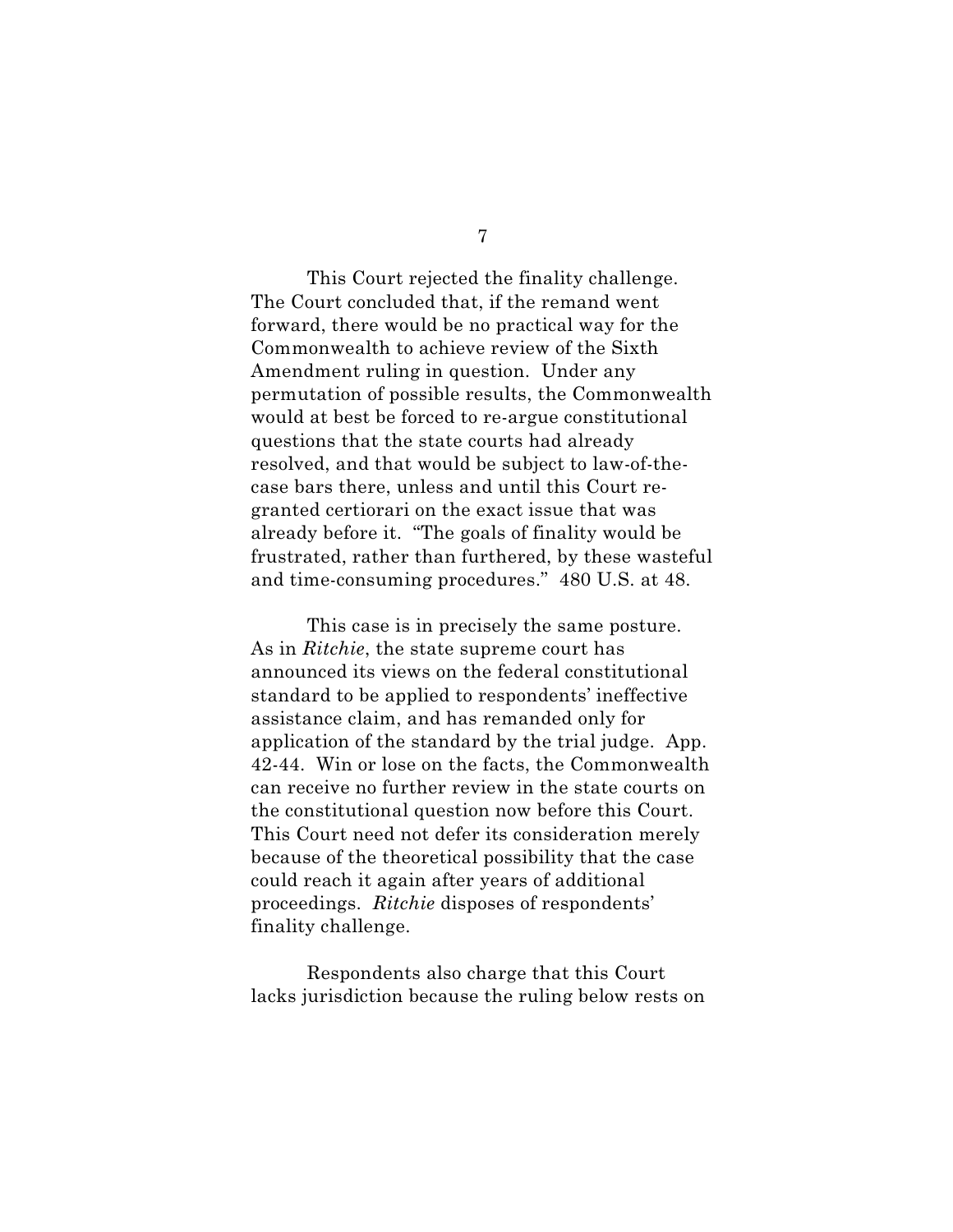This Court rejected the finality challenge. The Court concluded that, if the remand went forward, there would be no practical way for the Commonwealth to achieve review of the Sixth Amendment ruling in question. Under any permutation of possible results, the Commonwealth would at best be forced to re-argue constitutional questions that the state courts had already resolved, and that would be subject to law-of-the-case bars there, unless and until this Court re-granted certiorari on the exact issue that was already before it. "The goals of finality would be frustrated, rather than furthered, by these wasteful and time-consuming procedures." 480 U.S. at 48.

This case is in precisely the same posture. As in *Ritchie*, the state supreme court has announced its views on the federal constitutional standard to be applied to respondents' ineffective assistance claim, and has remanded only for application of the standard by the trial judge. App. 42-44. Win or lose on the facts, the Commonwealth can receive no further review in the state courts on the constitutional question now before this Court. This Court need not defer its consideration merely because of the theoretical possibility that the case could reach it again after years of additional proceedings. *Ritchie* disposes of respondents' finality challenge.

Respondents also charge that this Court lacks jurisdiction because the ruling below rests on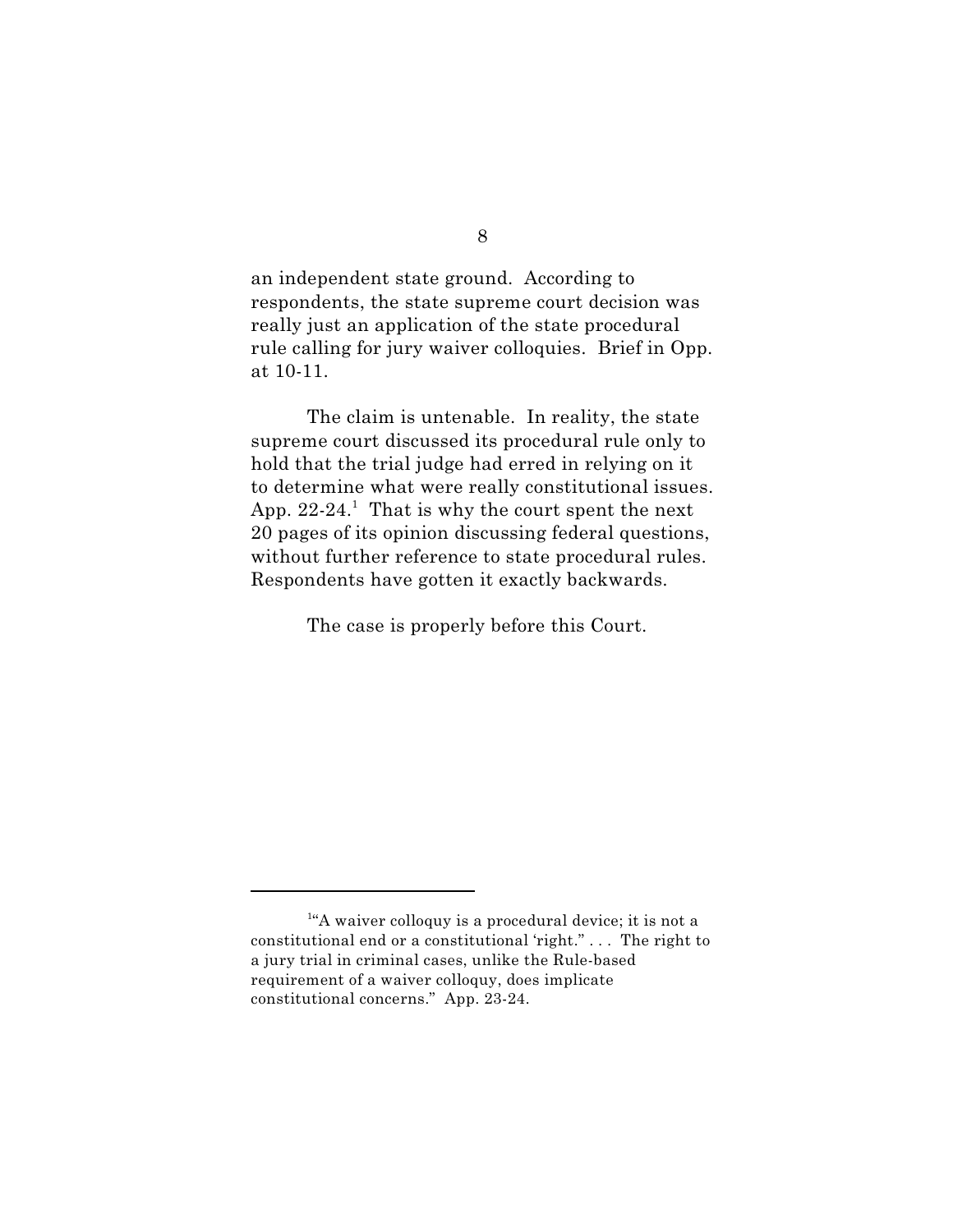an independent state ground. According to respondents, the state supreme court decision was really just an application of the state procedural rule calling for jury waiver colloquies. Brief in Opp. at 10-11.

The claim is untenable. In reality, the state supreme court discussed its procedural rule only to hold that the trial judge had erred in relying on it to determine what were really constitutional issues. App. 22-24.[1] That is why the court spent the next 20 pages of its opinion discussing federal questions, without further reference to state procedural rules. Respondents have gotten it exactly backwards.

The case is properly before this Court.

---

[1]"A waiver colloquy is a procedural device; it is not a constitutional end or a constitutional 'right.' . . . The right to a jury trial in criminal cases, unlike the Rule-based requirement of a waiver colloquy, does implicate constitutional concerns." App. 23-24.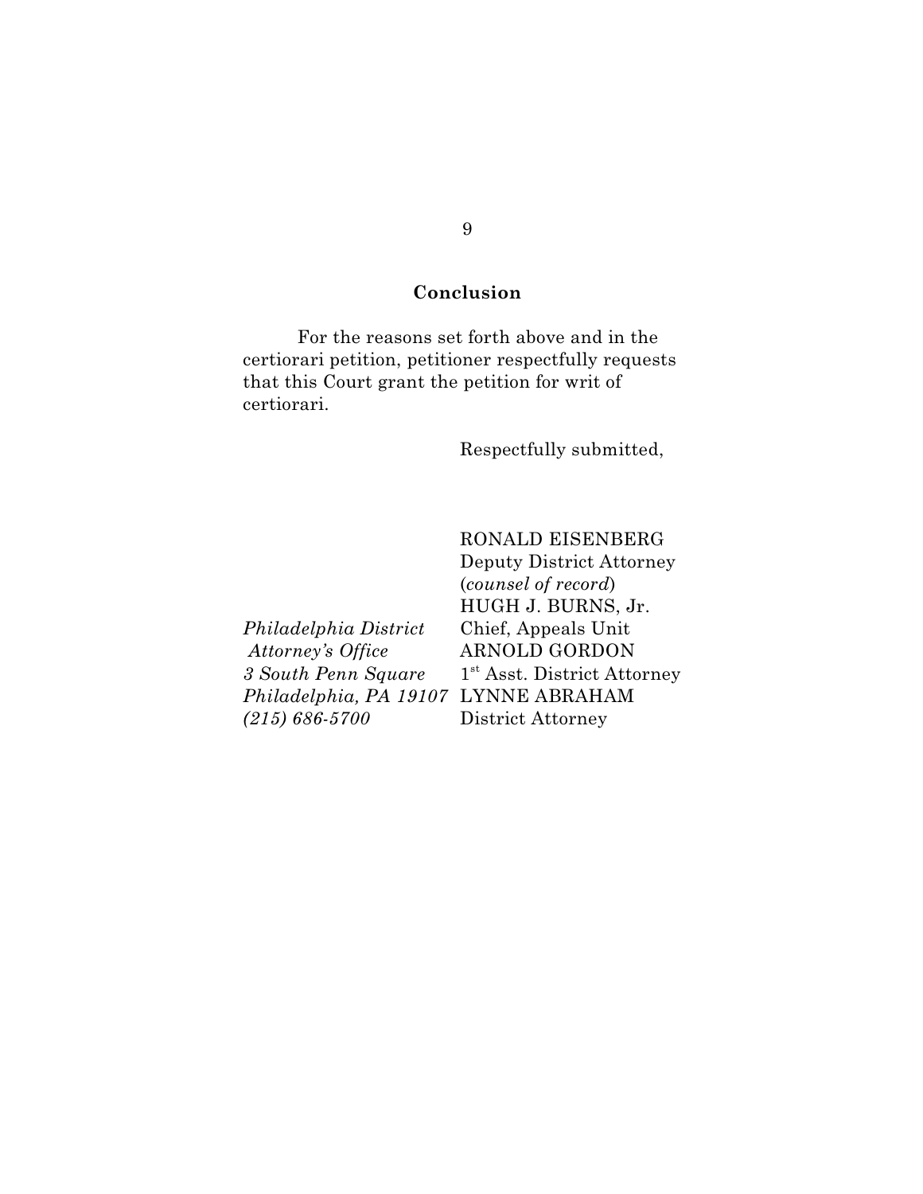## Conclusion

For the reasons set forth above and in the certiorari petition, petitioner respectfully requests that this Court grant the petition for writ of certiorari.

Respectfully submitted,

RONALD EISENBERG
Deputy District Attorney
(*counsel of record*)
HUGH J. BURNS, Jr.
Chief, Appeals Unit
ARNOLD GORDON
1st Asst. District Attorney
LYNNE ABRAHAM
District Attorney

*Philadelphia District Attorney's Office*
*3 South Penn Square*
*Philadelphia, PA 19107*
*(215) 686-5700*